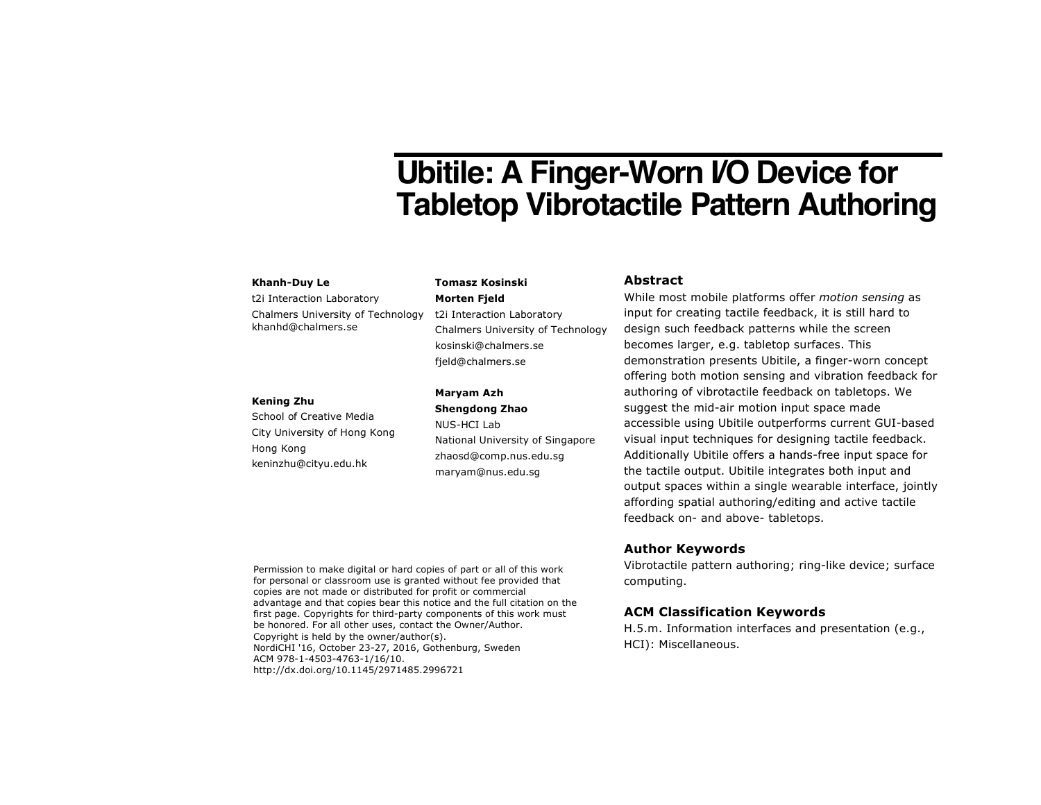# Ubitile: A Finger-Worn I/O Device for Tabletop Vibrotactile Pattern Authoring

**Khanh-Duy Le**
t2i Interaction Laboratory
Chalmers University of Technology
khanhd@chalmers.se

**Kening Zhu**
School of Creative Media
City University of Hong Kong
Hong Kong
keninzhu@cityu.edu.hk

**Tomasz Kosinski**
**Morten Fjeld**
t2i Interaction Laboratory
Chalmers University of Technology
kosinski@chalmers.se
fjeld@chalmers.se

**Maryam Azh**
**Shengdong Zhao**
NUS-HCI Lab
National University of Singapore
zhaosd@comp.nus.edu.sg
maryam@nus.edu.sg

Permission to make digital or hard copies of part or all of this work for personal or classroom use is granted without fee provided that copies are not made or distributed for profit or commercial advantage and that copies bear this notice and the full citation on the first page. Copyrights for third-party components of this work must be honored. For all other uses, contact the Owner/Author.
Copyright is held by the owner/author(s).
NordiCHI '16, October 23-27, 2016, Gothenburg, Sweden
ACM 978-1-4503-4763-1/16/10.
http://dx.doi.org/10.1145/2971485.2996721

## Abstract

While most mobile platforms offer *motion sensing* as input for creating tactile feedback, it is still hard to design such feedback patterns while the screen becomes larger, e.g. tabletop surfaces. This demonstration presents Ubitile, a finger-worn concept offering both motion sensing and vibration feedback for authoring of vibrotactile feedback on tabletops. We suggest the mid-air motion input space made accessible using Ubitile outperforms current GUI-based visual input techniques for designing tactile feedback. Additionally Ubitile offers a hands-free input space for the tactile output. Ubitile integrates both input and output spaces within a single wearable interface, jointly affording spatial authoring/editing and active tactile feedback on- and above- tabletops.

## Author Keywords

Vibrotactile pattern authoring; ring-like device; surface computing.

## ACM Classification Keywords

H.5.m. Information interfaces and presentation (e.g., HCI): Miscellaneous.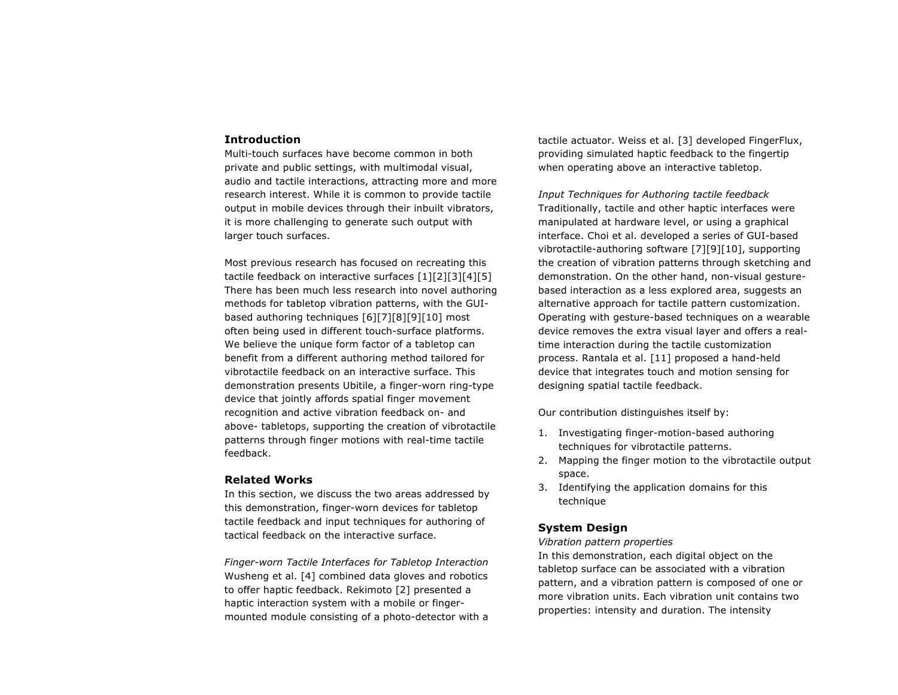## Introduction

Multi-touch surfaces have become common in both private and public settings, with multimodal visual, audio and tactile interactions, attracting more and more research interest. While it is common to provide tactile output in mobile devices through their inbuilt vibrators, it is more challenging to generate such output with larger touch surfaces.

Most previous research has focused on recreating this tactile feedback on interactive surfaces [1][2][3][4][5] There has been much less research into novel authoring methods for tabletop vibration patterns, with the GUI-based authoring techniques [6][7][8][9][10] most often being used in different touch-surface platforms. We believe the unique form factor of a tabletop can benefit from a different authoring method tailored for vibrotactile feedback on an interactive surface. This demonstration presents Ubitile, a finger-worn ring-type device that jointly affords spatial finger movement recognition and active vibration feedback on- and above- tabletops, supporting the creation of vibrotactile patterns through finger motions with real-time tactile feedback.

## Related Works

In this section, we discuss the two areas addressed by this demonstration, finger-worn devices for tabletop tactile feedback and input techniques for authoring of tactical feedback on the interactive surface.

*Finger-worn Tactile Interfaces for Tabletop Interaction*

Wusheng et al. [4] combined data gloves and robotics to offer haptic feedback. Rekimoto [2] presented a haptic interaction system with a mobile or finger-mounted module consisting of a photo-detector with a tactile actuator. Weiss et al. [3] developed FingerFlux, providing simulated haptic feedback to the fingertip when operating above an interactive tabletop.

*Input Techniques for Authoring tactile feedback*

Traditionally, tactile and other haptic interfaces were manipulated at hardware level, or using a graphical interface. Choi et al. developed a series of GUI-based vibrotactile-authoring software [7][9][10], supporting the creation of vibration patterns through sketching and demonstration. On the other hand, non-visual gesture-based interaction as a less explored area, suggests an alternative approach for tactile pattern customization. Operating with gesture-based techniques on a wearable device removes the extra visual layer and offers a real-time interaction during the tactile customization process. Rantala et al. [11] proposed a hand-held device that integrates touch and motion sensing for designing spatial tactile feedback.

Our contribution distinguishes itself by:

1. Investigating finger-motion-based authoring techniques for vibrotactile patterns.
2. Mapping the finger motion to the vibrotactile output space.
3. Identifying the application domains for this technique

## System Design

*Vibration pattern properties*

In this demonstration, each digital object on the tabletop surface can be associated with a vibration pattern, and a vibration pattern is composed of one or more vibration units. Each vibration unit contains two properties: intensity and duration. The intensity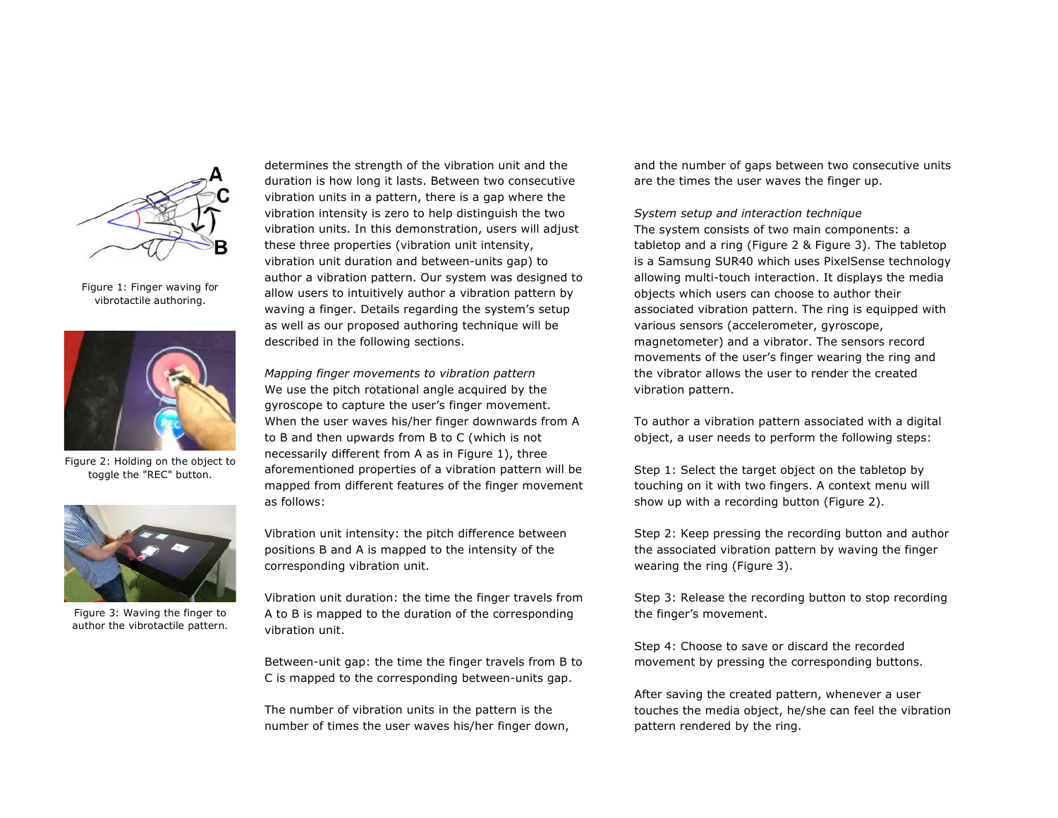Figure 1: Finger waving for vibrotactile authoring.

Figure 2: Holding on the object to toggle the "REC" button.

Figure 3: Waving the finger to author the vibrotactile pattern.

determines the strength of the vibration unit and the duration is how long it lasts. Between two consecutive vibration units in a pattern, there is a gap where the vibration intensity is zero to help distinguish the two vibration units. In this demonstration, users will adjust these three properties (vibration unit intensity, vibration unit duration and between-units gap) to author a vibration pattern. Our system was designed to allow users to intuitively author a vibration pattern by waving a finger. Details regarding the system's setup as well as our proposed authoring technique will be described in the following sections.

*Mapping finger movements to vibration pattern*
We use the pitch rotational angle acquired by the gyroscope to capture the user's finger movement. When the user waves his/her finger downwards from A to B and then upwards from B to C (which is not necessarily different from A as in Figure 1), three aforementioned properties of a vibration pattern will be mapped from different features of the finger movement as follows:

Vibration unit intensity: the pitch difference between positions B and A is mapped to the intensity of the corresponding vibration unit.

Vibration unit duration: the time the finger travels from A to B is mapped to the duration of the corresponding vibration unit.

Between-unit gap: the time the finger travels from B to C is mapped to the corresponding between-units gap.

The number of vibration units in the pattern is the number of times the user waves his/her finger down, and the number of gaps between two consecutive units are the times the user waves the finger up.

*System setup and interaction technique*
The system consists of two main components: a tabletop and a ring (Figure 2 & Figure 3). The tabletop is a Samsung SUR40 which uses PixelSense technology allowing multi-touch interaction. It displays the media objects which users can choose to author their associated vibration pattern. The ring is equipped with various sensors (accelerometer, gyroscope, magnetometer) and a vibrator. The sensors record movements of the user's finger wearing the ring and the vibrator allows the user to render the created vibration pattern.

To author a vibration pattern associated with a digital object, a user needs to perform the following steps:

Step 1: Select the target object on the tabletop by touching on it with two fingers. A context menu will show up with a recording button (Figure 2).

Step 2: Keep pressing the recording button and author the associated vibration pattern by waving the finger wearing the ring (Figure 3).

Step 3: Release the recording button to stop recording the finger's movement.

Step 4: Choose to save or discard the recorded movement by pressing the corresponding buttons.

After saving the created pattern, whenever a user touches the media object, he/she can feel the vibration pattern rendered by the ring.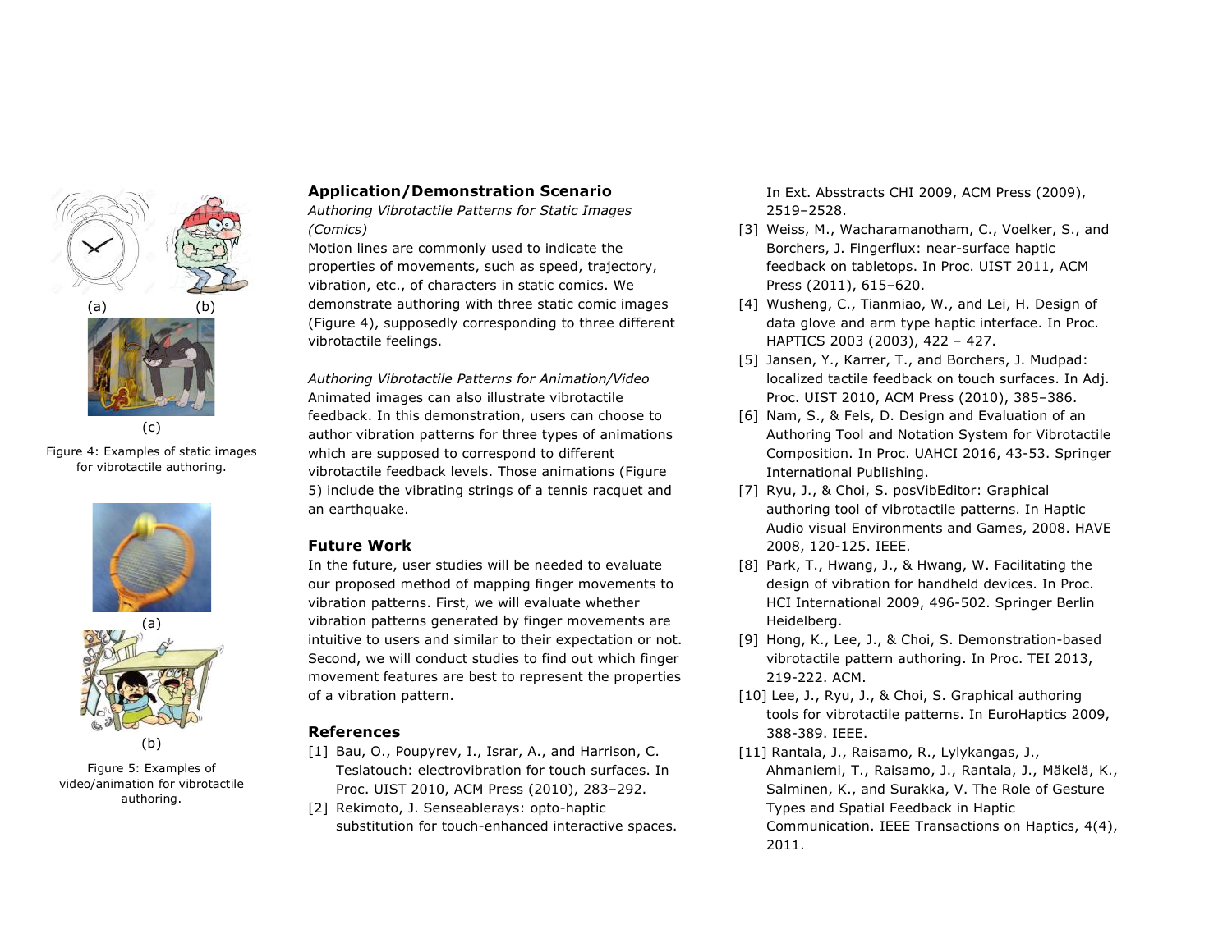(a) (b)

(c)

Figure 4: Examples of static images for vibrotactile authoring.

(a)

(b)

Figure 5: Examples of video/animation for vibrotactile authoring.

## Application/Demonstration Scenario

*Authoring Vibrotactile Patterns for Static Images (Comics)*

Motion lines are commonly used to indicate the properties of movements, such as speed, trajectory, vibration, etc., of characters in static comics. We demonstrate authoring with three static comic images (Figure 4), supposedly corresponding to three different vibrotactile feelings.

*Authoring Vibrotactile Patterns for Animation/Video*

Animated images can also illustrate vibrotactile feedback. In this demonstration, users can choose to author vibration patterns for three types of animations which are supposed to correspond to different vibrotactile feedback levels. Those animations (Figure 5) include the vibrating strings of a tennis racquet and an earthquake.

## Future Work

In the future, user studies will be needed to evaluate our proposed method of mapping finger movements to vibration patterns. First, we will evaluate whether vibration patterns generated by finger movements are intuitive to users and similar to their expectation or not. Second, we will conduct studies to find out which finger movement features are best to represent the properties of a vibration pattern.

## References

[1] Bau, O., Poupyrev, I., Israr, A., and Harrison, C. Teslatouch: electrovibration for touch surfaces. In Proc. UIST 2010, ACM Press (2010), 283–292.

[2] Rekimoto, J. Senseablerays: opto-haptic substitution for touch-enhanced interactive spaces. In Ext. Absstracts CHI 2009, ACM Press (2009), 2519–2528.

[3] Weiss, M., Wacharamanotham, C., Voelker, S., and Borchers, J. Fingerflux: near-surface haptic feedback on tabletops. In Proc. UIST 2011, ACM Press (2011), 615–620.

[4] Wusheng, C., Tianmiao, W., and Lei, H. Design of data glove and arm type haptic interface. In Proc. HAPTICS 2003 (2003), 422 – 427.

[5] Jansen, Y., Karrer, T., and Borchers, J. Mudpad: localized tactile feedback on touch surfaces. In Adj. Proc. UIST 2010, ACM Press (2010), 385–386.

[6] Nam, S., & Fels, D. Design and Evaluation of an Authoring Tool and Notation System for Vibrotactile Composition. In Proc. UAHCI 2016, 43-53. Springer International Publishing.

[7] Ryu, J., & Choi, S. posVibEditor: Graphical authoring tool of vibrotactile patterns. In Haptic Audio visual Environments and Games, 2008. HAVE 2008, 120-125. IEEE.

[8] Park, T., Hwang, J., & Hwang, W. Facilitating the design of vibration for handheld devices. In Proc. HCI International 2009, 496-502. Springer Berlin Heidelberg.

[9] Hong, K., Lee, J., & Choi, S. Demonstration-based vibrotactile pattern authoring. In Proc. TEI 2013, 219-222. ACM.

[10] Lee, J., Ryu, J., & Choi, S. Graphical authoring tools for vibrotactile patterns. In EuroHaptics 2009, 388-389. IEEE.

[11] Rantala, J., Raisamo, R., Lylykangas, J., Ahmaniemi, T., Raisamo, J., Rantala, J., Mäkelä, K., Salminen, K., and Surakka, V. The Role of Gesture Types and Spatial Feedback in Haptic Communication. IEEE Transactions on Haptics, 4(4), 2011.